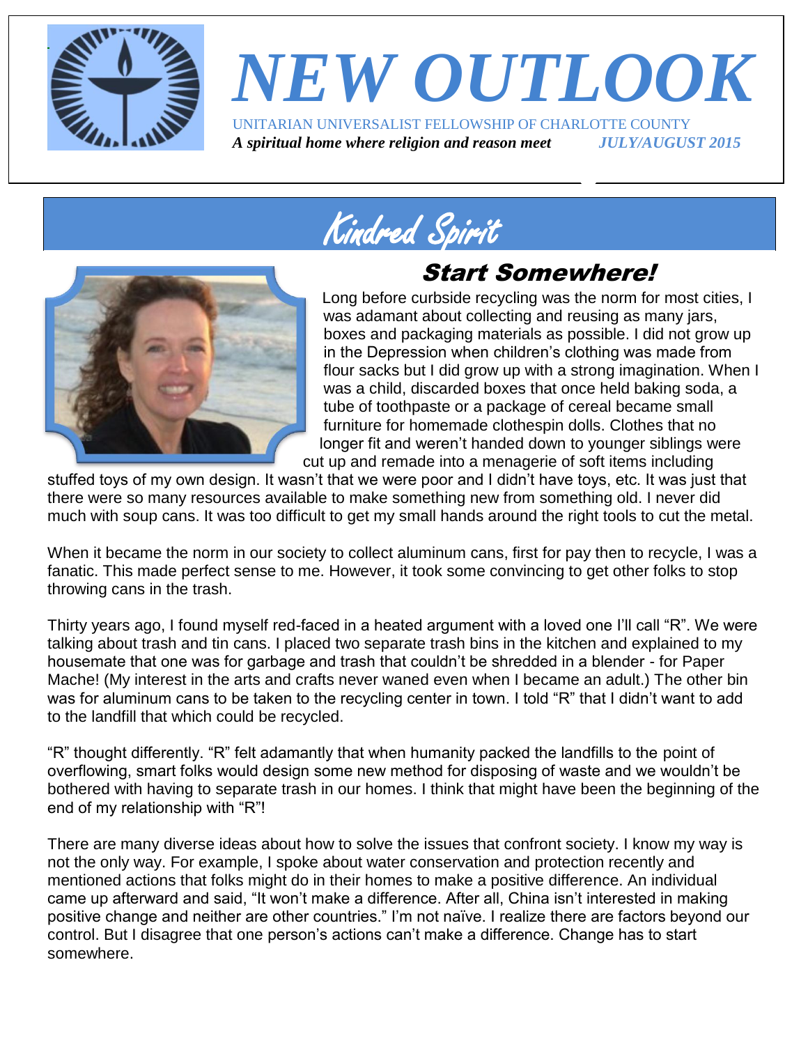# NEW OUTLOOK

UNITARIAN UNIVERSALIST FELLOWSHIP OF CHARLOTTE COUNTY

***A spiritual home where religion and reason meet*** ***JULY/AUGUST 2015***

## Kindred Spirit

### Start Somewhere!

Long before curbside recycling was the norm for most cities, I was adamant about collecting and reusing as many jars, boxes and packaging materials as possible. I did not grow up in the Depression when children's clothing was made from flour sacks but I did grow up with a strong imagination. When I was a child, discarded boxes that once held baking soda, a tube of toothpaste or a package of cereal became small furniture for homemade clothespin dolls. Clothes that no longer fit and weren't handed down to younger siblings were cut up and remade into a menagerie of soft items including stuffed toys of my own design. It wasn't that we were poor and I didn't have toys, etc. It was just that there were so many resources available to make something new from something old. I never did much with soup cans. It was too difficult to get my small hands around the right tools to cut the metal.

When it became the norm in our society to collect aluminum cans, first for pay then to recycle, I was a fanatic. This made perfect sense to me. However, it took some convincing to get other folks to stop throwing cans in the trash.

Thirty years ago, I found myself red-faced in a heated argument with a loved one I'll call "R". We were talking about trash and tin cans. I placed two separate trash bins in the kitchen and explained to my housemate that one was for garbage and trash that couldn't be shredded in a blender - for Paper Mache! (My interest in the arts and crafts never waned even when I became an adult.) The other bin was for aluminum cans to be taken to the recycling center in town. I told "R" that I didn't want to add to the landfill that which could be recycled.

"R" thought differently. "R" felt adamantly that when humanity packed the landfills to the point of overflowing, smart folks would design some new method for disposing of waste and we wouldn't be bothered with having to separate trash in our homes. I think that might have been the beginning of the end of my relationship with "R"!

There are many diverse ideas about how to solve the issues that confront society. I know my way is not the only way. For example, I spoke about water conservation and protection recently and mentioned actions that folks might do in their homes to make a positive difference. An individual came up afterward and said, "It won't make a difference. After all, China isn't interested in making positive change and neither are other countries." I'm not naïve. I realize there are factors beyond our control. But I disagree that one person's actions can't make a difference. Change has to start somewhere.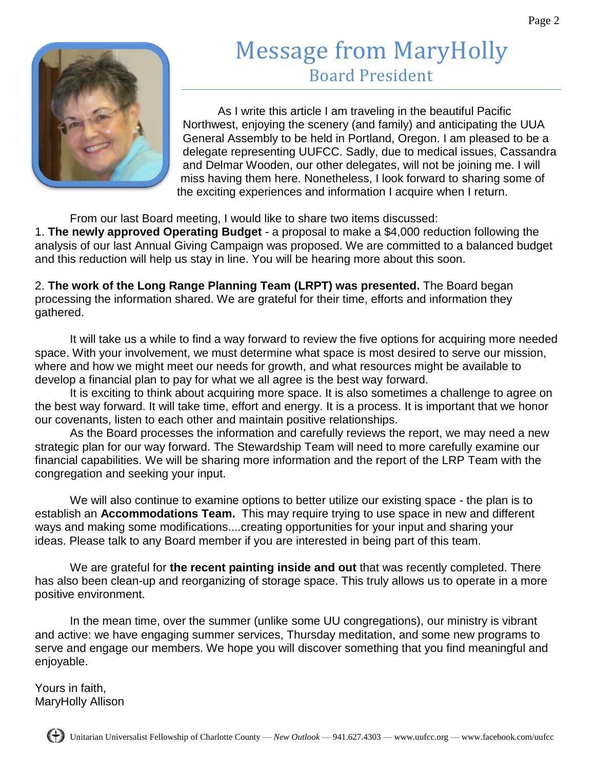# Message from MaryHolly

## Board President

As I write this article I am traveling in the beautiful Pacific Northwest, enjoying the scenery (and family) and anticipating the UUA General Assembly to be held in Portland, Oregon. I am pleased to be a delegate representing UUFCC. Sadly, due to medical issues, Cassandra and Delmar Wooden, our other delegates, will not be joining me. I will miss having them here. Nonetheless, I look forward to sharing some of the exciting experiences and information I acquire when I return.

From our last Board meeting, I would like to share two items discussed:

1. **The newly approved Operating Budget** - a proposal to make a $4,000 reduction following the analysis of our last Annual Giving Campaign was proposed. We are committed to a balanced budget and this reduction will help us stay in line. You will be hearing more about this soon.

2. **The work of the Long Range Planning Team (LRPT) was presented.** The Board began processing the information shared. We are grateful for their time, efforts and information they gathered.

It will take us a while to find a way forward to review the five options for acquiring more needed space. With your involvement, we must determine what space is most desired to serve our mission, where and how we might meet our needs for growth, and what resources might be available to develop a financial plan to pay for what we all agree is the best way forward.

It is exciting to think about acquiring more space. It is also sometimes a challenge to agree on the best way forward. It will take time, effort and energy. It is a process. It is important that we honor our covenants, listen to each other and maintain positive relationships.

As the Board processes the information and carefully reviews the report, we may need a new strategic plan for our way forward. The Stewardship Team will need to more carefully examine our financial capabilities. We will be sharing more information and the report of the LRP Team with the congregation and seeking your input.

We will also continue to examine options to better utilize our existing space - the plan is to establish an **Accommodations Team.** This may require trying to use space in new and different ways and making some modifications....creating opportunities for your input and sharing your ideas. Please talk to any Board member if you are interested in being part of this team.

We are grateful for **the recent painting inside and out** that was recently completed. There has also been clean-up and reorganizing of storage space. This truly allows us to operate in a more positive environment.

In the mean time, over the summer (unlike some UU congregations), our ministry is vibrant and active: we have engaging summer services, Thursday meditation, and some new programs to serve and engage our members. We hope you will discover something that you find meaningful and enjoyable.

Yours in faith,
MaryHolly Allison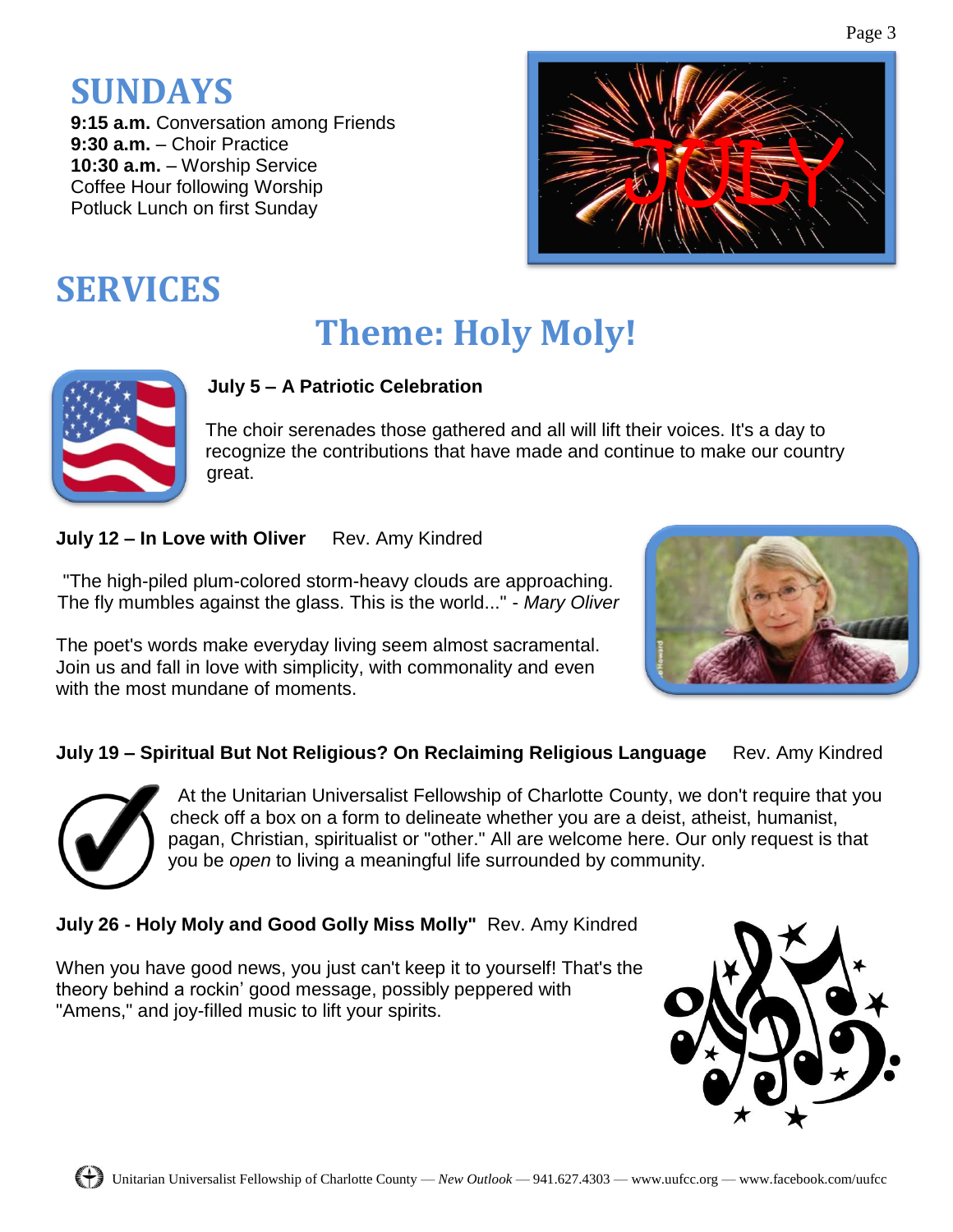# SUNDAYS

**9:15 a.m.** Conversation among Friends
**9:30 a.m.** – Choir Practice
**10:30 a.m.** – Worship Service
Coffee Hour following Worship
Potluck Lunch on first Sunday

# SERVICES

## Theme: Holy Moly!

**July 5 – A Patriotic Celebration**

The choir serenades those gathered and all will lift their voices. It's a day to recognize the contributions that have made and continue to make our country great.

**July 12 – In Love with Oliver** Rev. Amy Kindred

"The high-piled plum-colored storm-heavy clouds are approaching. The fly mumbles against the glass. This is the world..." - *Mary Oliver*

The poet's words make everyday living seem almost sacramental. Join us and fall in love with simplicity, with commonality and even with the most mundane of moments.

**July 19 – Spiritual But Not Religious? On Reclaiming Religious Language** Rev. Amy Kindred

At the Unitarian Universalist Fellowship of Charlotte County, we don't require that you check off a box on a form to delineate whether you are a deist, atheist, humanist, pagan, Christian, spiritualist or "other." All are welcome here. Our only request is that you be *open* to living a meaningful life surrounded by community.

**July 26 - Holy Moly and Good Golly Miss Molly"** Rev. Amy Kindred

When you have good news, you just can't keep it to yourself! That's the theory behind a rockin' good message, possibly peppered with "Amens," and joy-filled music to lift your spirits.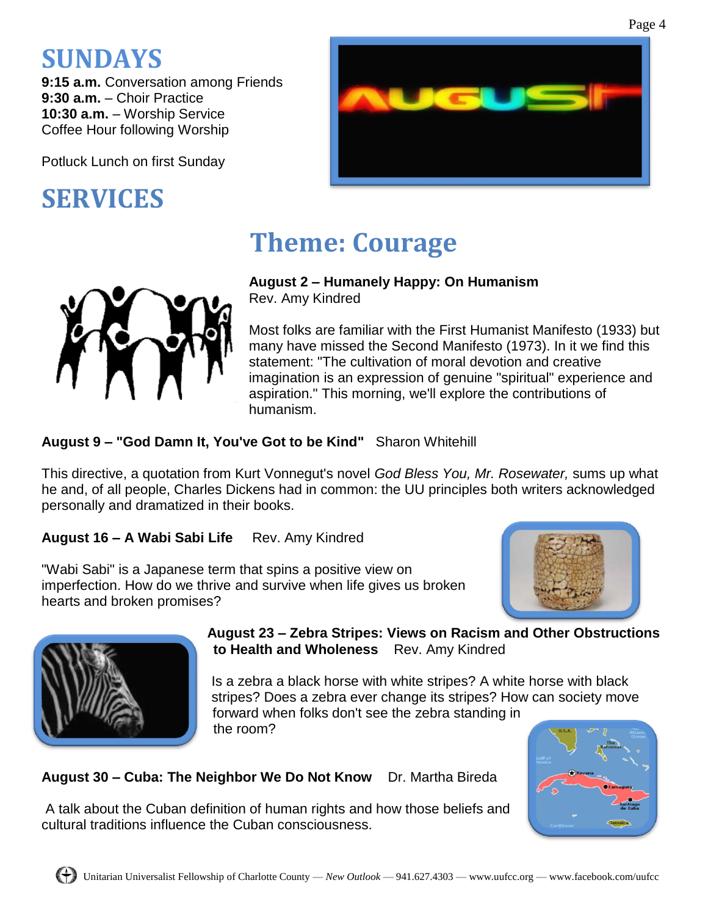# SUNDAYS

**9:15 a.m.** Conversation among Friends
**9:30 a.m.** – Choir Practice
**10:30 a.m.** – Worship Service
Coffee Hour following Worship

Potluck Lunch on first Sunday

# SERVICES

## Theme: Courage

**August 2 – Humanely Happy: On Humanism**
Rev. Amy Kindred

Most folks are familiar with the First Humanist Manifesto (1933) but many have missed the Second Manifesto (1973). In it we find this statement: "The cultivation of moral devotion and creative imagination is an expression of genuine "spiritual" experience and aspiration." This morning, we'll explore the contributions of humanism.

**August 9 – "God Damn It, You've Got to be Kind"** Sharon Whitehill

This directive, a quotation from Kurt Vonnegut's novel *God Bless You, Mr. Rosewater,* sums up what he and, of all people, Charles Dickens had in common: the UU principles both writers acknowledged personally and dramatized in their books.

**August 16 – A Wabi Sabi Life** Rev. Amy Kindred

"Wabi Sabi" is a Japanese term that spins a positive view on imperfection. How do we thrive and survive when life gives us broken hearts and broken promises?

**August 23 – Zebra Stripes: Views on Racism and Other Obstructions to Health and Wholeness** Rev. Amy Kindred

Is a zebra a black horse with white stripes? A white horse with black stripes? Does a zebra ever change its stripes? How can society move forward when folks don't see the zebra standing in the room?

**August 30 – Cuba: The Neighbor We Do Not Know** Dr. Martha Bireda

A talk about the Cuban definition of human rights and how those beliefs and cultural traditions influence the Cuban consciousness.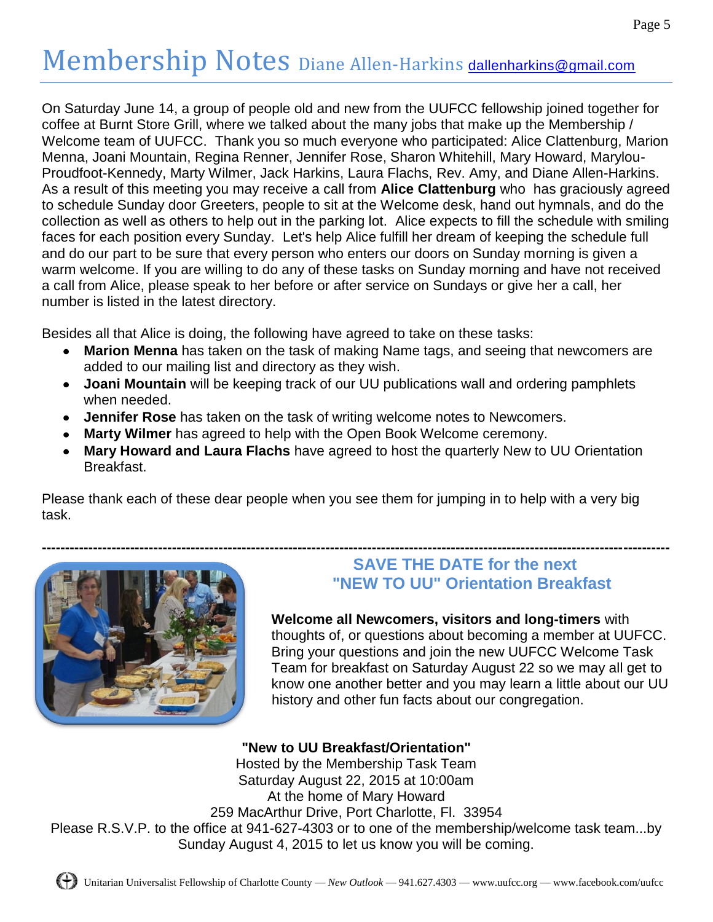# Membership Notes Diane Allen-Harkins dallenharkins@gmail.com

On Saturday June 14, a group of people old and new from the UUFCC fellowship joined together for coffee at Burnt Store Grill, where we talked about the many jobs that make up the Membership / Welcome team of UUFCC. Thank you so much everyone who participated: Alice Clattenburg, Marion Menna, Joani Mountain, Regina Renner, Jennifer Rose, Sharon Whitehill, Mary Howard, Marylou-Proudfoot-Kennedy, Marty Wilmer, Jack Harkins, Laura Flachs, Rev. Amy, and Diane Allen-Harkins. As a result of this meeting you may receive a call from **Alice Clattenburg** who has graciously agreed to schedule Sunday door Greeters, people to sit at the Welcome desk, hand out hymnals, and do the collection as well as others to help out in the parking lot. Alice expects to fill the schedule with smiling faces for each position every Sunday. Let's help Alice fulfill her dream of keeping the schedule full and do our part to be sure that every person who enters our doors on Sunday morning is given a warm welcome. If you are willing to do any of these tasks on Sunday morning and have not received a call from Alice, please speak to her before or after service on Sundays or give her a call, her number is listed in the latest directory.

Besides all that Alice is doing, the following have agreed to take on these tasks:

- **Marion Menna** has taken on the task of making Name tags, and seeing that newcomers are added to our mailing list and directory as they wish.
- **Joani Mountain** will be keeping track of our UU publications wall and ordering pamphlets when needed.
- **Jennifer Rose** has taken on the task of writing welcome notes to Newcomers.
- **Marty Wilmer** has agreed to help with the Open Book Welcome ceremony.
- **Mary Howard and Laura Flachs** have agreed to host the quarterly New to UU Orientation Breakfast.

Please thank each of these dear people when you see them for jumping in to help with a very big task.

---

## SAVE THE DATE for the next "NEW TO UU" Orientation Breakfast

**Welcome all Newcomers, visitors and long-timers** with thoughts of, or questions about becoming a member at UUFCC. Bring your questions and join the new UUFCC Welcome Task Team for breakfast on Saturday August 22 so we may all get to know one another better and you may learn a little about our UU history and other fun facts about our congregation.

**"New to UU Breakfast/Orientation"**
Hosted by the Membership Task Team
Saturday August 22, 2015 at 10:00am
At the home of Mary Howard
259 MacArthur Drive, Port Charlotte, Fl. 33954
Please R.S.V.P. to the office at 941-627-4303 or to one of the membership/welcome task team...by Sunday August 4, 2015 to let us know you will be coming.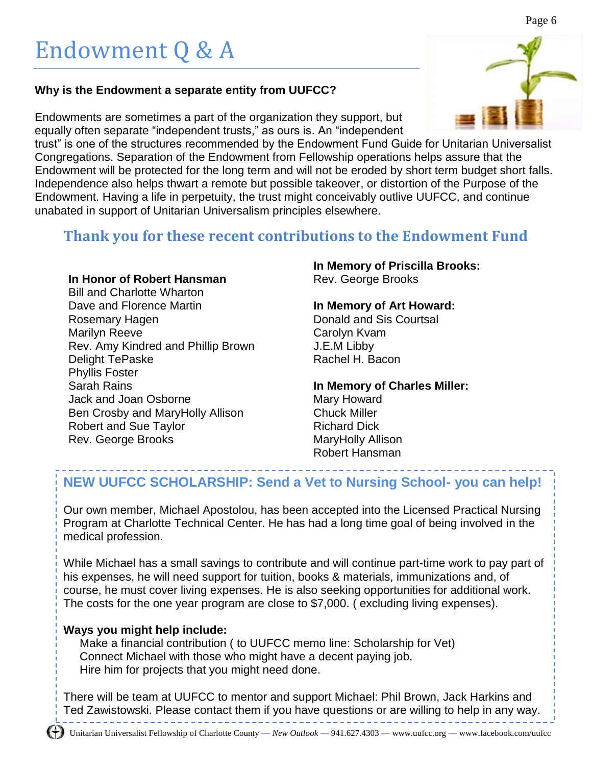# Endowment Q & A

**Why is the Endowment a separate entity from UUFCC?**

Endowments are sometimes a part of the organization they support, but equally often separate "independent trusts," as ours is. An "independent trust" is one of the structures recommended by the Endowment Fund Guide for Unitarian Universalist Congregations. Separation of the Endowment from Fellowship operations helps assure that the Endowment will be protected for the long term and will not be eroded by short term budget short falls. Independence also helps thwart a remote but possible takeover, or distortion of the Purpose of the Endowment. Having a life in perpetuity, the trust might conceivably outlive UUFCC, and continue unabated in support of Unitarian Universalism principles elsewhere.

## Thank you for these recent contributions to the Endowment Fund

**In Honor of Robert Hansman**
Bill and Charlotte Wharton
Dave and Florence Martin
Rosemary Hagen
Marilyn Reeve
Rev. Amy Kindred and Phillip Brown
Delight TePaske
Phyllis Foster
Sarah Rains
Jack and Joan Osborne
Ben Crosby and MaryHolly Allison
Robert and Sue Taylor
Rev. George Brooks

**In Memory of Priscilla Brooks:**
Rev. George Brooks

**In Memory of Art Howard:**
Donald and Sis Courtsal
Carolyn Kvam
J.E.M Libby
Rachel H. Bacon

**In Memory of Charles Miller:**
Mary Howard
Chuck Miller
Richard Dick
MaryHolly Allison
Robert Hansman

## NEW UUFCC SCHOLARSHIP: Send a Vet to Nursing School- you can help!

Our own member, Michael Apostolou, has been accepted into the Licensed Practical Nursing Program at Charlotte Technical Center. He has had a long time goal of being involved in the medical profession.

While Michael has a small savings to contribute and will continue part-time work to pay part of his expenses, he will need support for tuition, books & materials, immunizations and, of course, he must cover living expenses. He is also seeking opportunities for additional work. The costs for the one year program are close to $7,000. ( excluding living expenses).

**Ways you might help include:**

Make a financial contribution ( to UUFCC memo line: Scholarship for Vet)
Connect Michael with those who might have a decent paying job.
Hire him for projects that you might need done.

There will be team at UUFCC to mentor and support Michael: Phil Brown, Jack Harkins and Ted Zawistowski. Please contact them if you have questions or are willing to help in any way.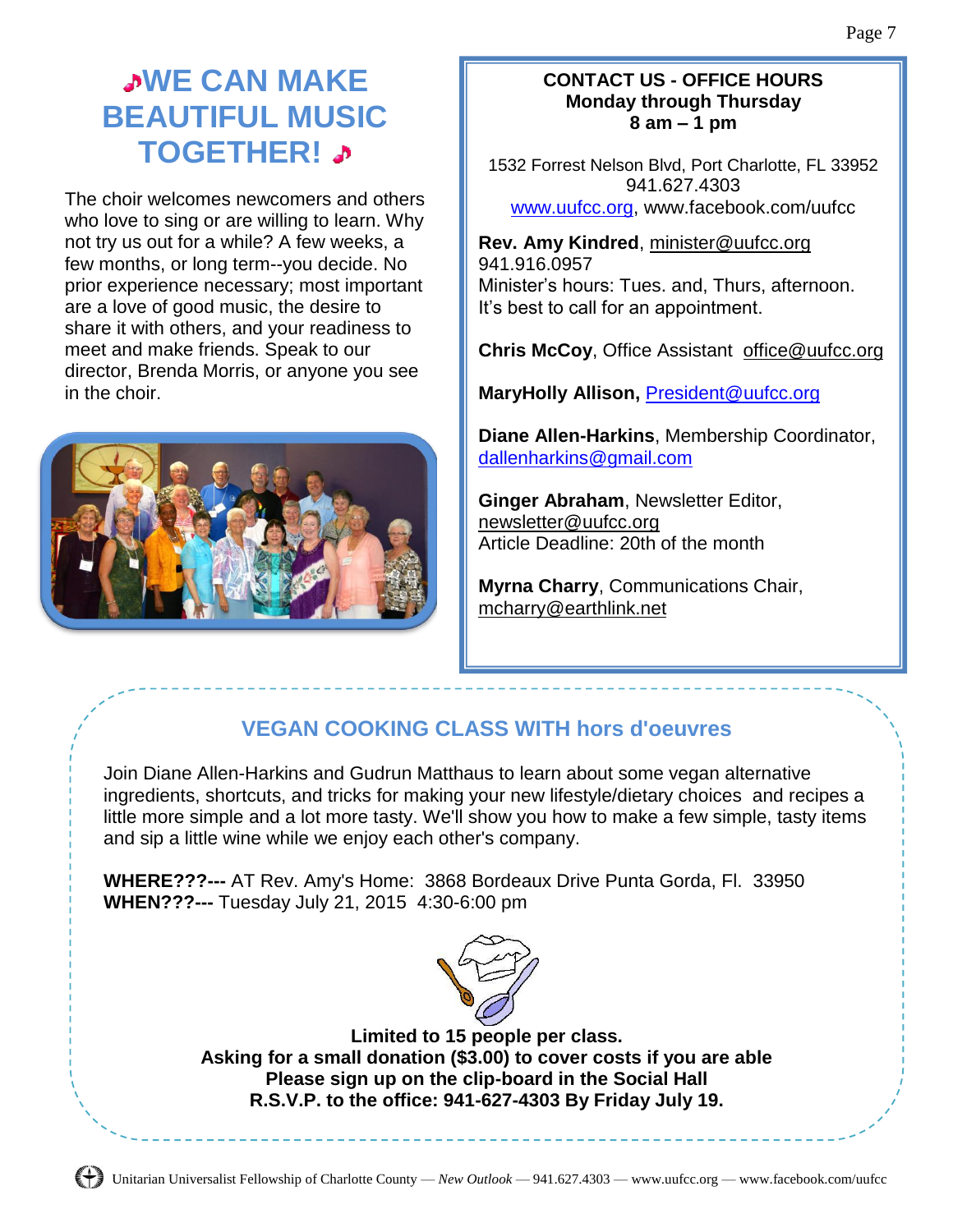# WE CAN MAKE BEAUTIFUL MUSIC TOGETHER!

The choir welcomes newcomers and others who love to sing or are willing to learn. Why not try us out for a while? A few weeks, a few months, or long term--you decide. No prior experience necessary; most important are a love of good music, the desire to share it with others, and your readiness to meet and make friends. Speak to our director, Brenda Morris, or anyone you see in the choir.

**CONTACT US - OFFICE HOURS**
**Monday through Thursday**
**8 am – 1 pm**

1532 Forrest Nelson Blvd, Port Charlotte, FL 33952
941.627.4303
www.uufcc.org, www.facebook.com/uufcc

**Rev. Amy Kindred**, minister@uufcc.org
941.916.0957
Minister's hours: Tues. and, Thurs, afternoon.
It's best to call for an appointment.

**Chris McCoy**, Office Assistant office@uufcc.org

**MaryHolly Allison,** President@uufcc.org

**Diane Allen-Harkins**, Membership Coordinator, dallenharkins@gmail.com

**Ginger Abraham**, Newsletter Editor, newsletter@uufcc.org
Article Deadline: 20th of the month

**Myrna Charry**, Communications Chair, mcharry@earthlink.net

## VEGAN COOKING CLASS WITH hors d'oeuvres

Join Diane Allen-Harkins and Gudrun Matthaus to learn about some vegan alternative ingredients, shortcuts, and tricks for making your new lifestyle/dietary choices and recipes a little more simple and a lot more tasty. We'll show you how to make a few simple, tasty items and sip a little wine while we enjoy each other's company.

**WHERE???---** AT Rev. Amy's Home: 3868 Bordeaux Drive Punta Gorda, Fl. 33950
**WHEN???---** Tuesday July 21, 2015 4:30-6:00 pm

**Limited to 15 people per class.**
**Asking for a small donation ($3.00) to cover costs if you are able**
**Please sign up on the clip-board in the Social Hall**
**R.S.V.P. to the office: 941-627-4303 By Friday July 19.**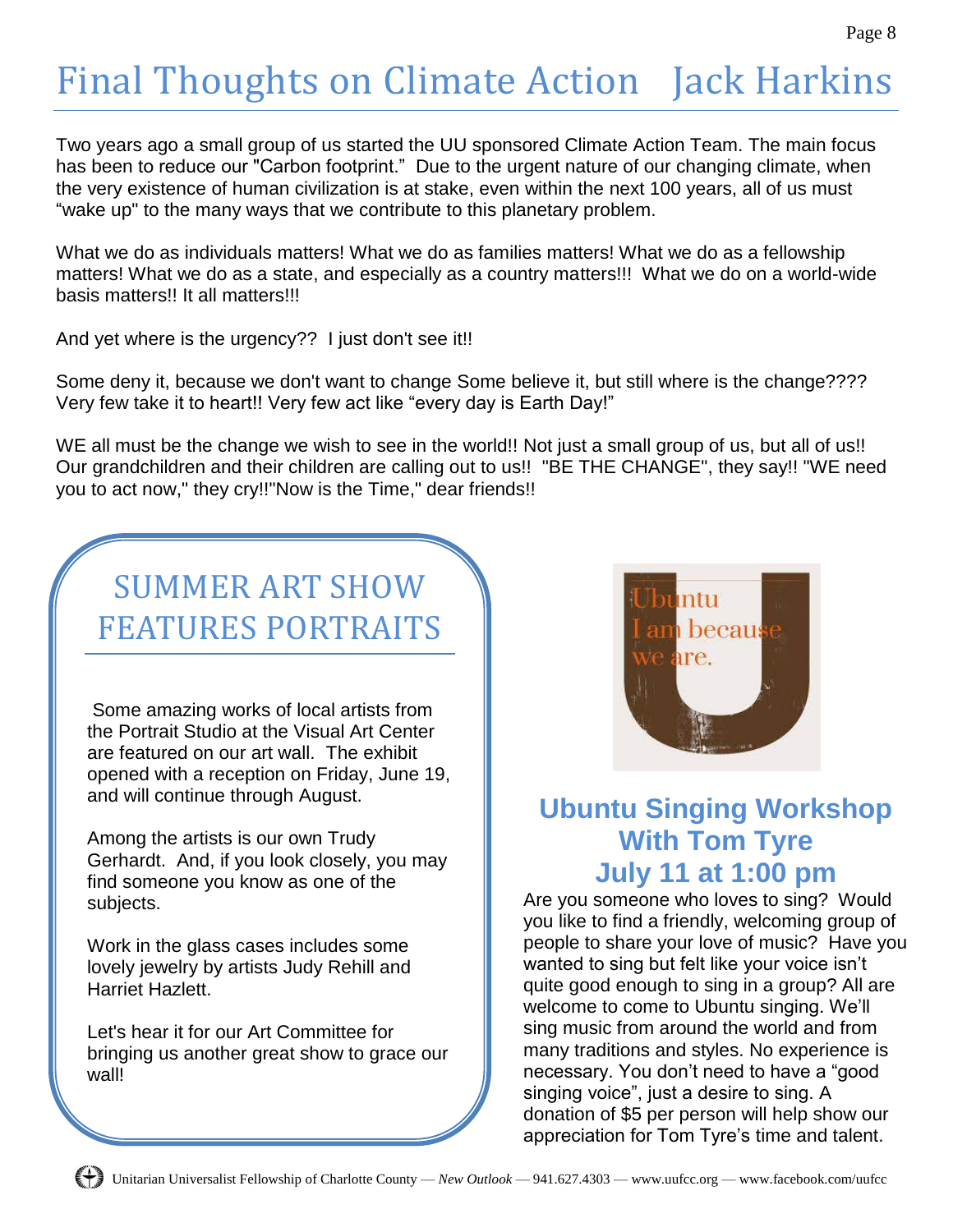# Final Thoughts on Climate Action   Jack Harkins

Two years ago a small group of us started the UU sponsored Climate Action Team. The main focus has been to reduce our "Carbon footprint." Due to the urgent nature of our changing climate, when the very existence of human civilization is at stake, even within the next 100 years, all of us must "wake up" to the many ways that we contribute to this planetary problem.

What we do as individuals matters! What we do as families matters! What we do as a fellowship matters! What we do as a state, and especially as a country matters!!! What we do on a world-wide basis matters!! It all matters!!!

And yet where is the urgency?? I just don't see it!!

Some deny it, because we don't want to change Some believe it, but still where is the change???? Very few take it to heart!! Very few act like "every day is Earth Day!"

WE all must be the change we wish to see in the world!! Not just a small group of us, but all of us!! Our grandchildren and their children are calling out to us!! "BE THE CHANGE", they say!! "WE need you to act now," they cry!!"Now is the Time," dear friends!!

## SUMMER ART SHOW FEATURES PORTRAITS

Some amazing works of local artists from the Portrait Studio at the Visual Art Center are featured on our art wall. The exhibit opened with a reception on Friday, June 19, and will continue through August.

Among the artists is our own Trudy Gerhardt. And, if you look closely, you may find someone you know as one of the subjects.

Work in the glass cases includes some lovely jewelry by artists Judy Rehill and Harriet Hazlett.

Let's hear it for our Art Committee for bringing us another great show to grace our wall!

Ubuntu
I am because
we are.

## Ubuntu Singing Workshop With Tom Tyre July 11 at 1:00 pm

Are you someone who loves to sing? Would you like to find a friendly, welcoming group of people to share your love of music? Have you wanted to sing but felt like your voice isn't quite good enough to sing in a group? All are welcome to come to Ubuntu singing. We'll sing music from around the world and from many traditions and styles. No experience is necessary. You don't need to have a "good singing voice", just a desire to sing. A donation of $5 per person will help show our appreciation for Tom Tyre's time and talent.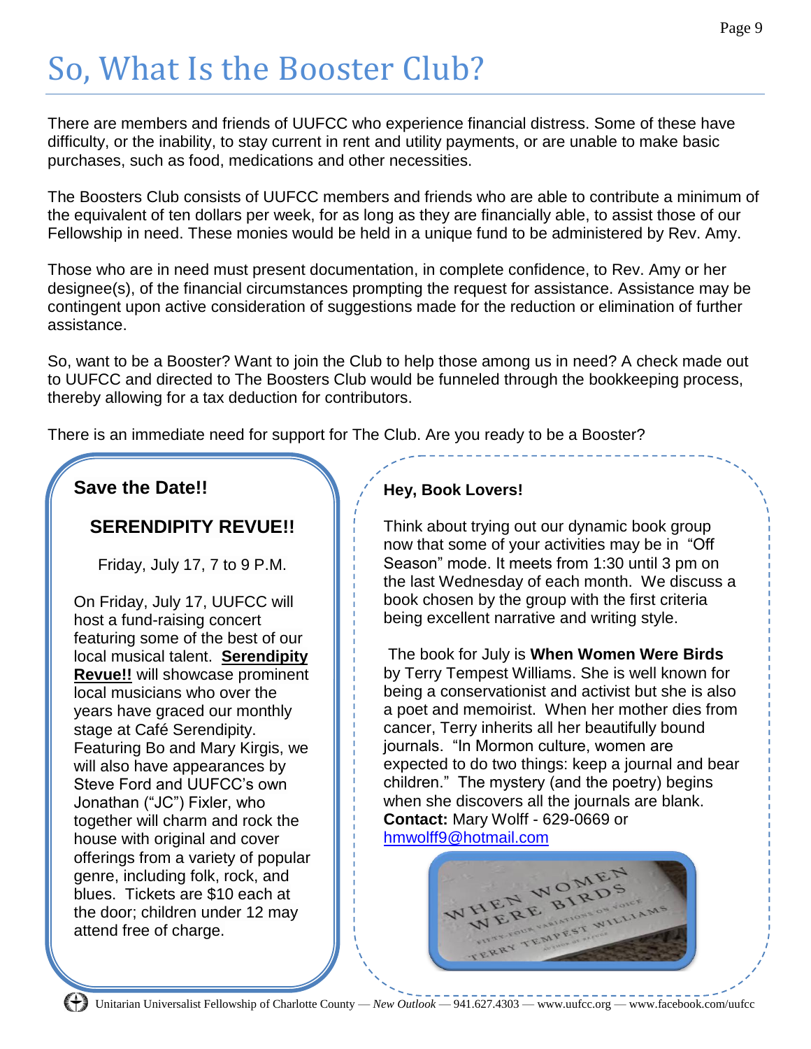# So, What Is the Booster Club?

There are members and friends of UUFCC who experience financial distress. Some of these have difficulty, or the inability, to stay current in rent and utility payments, or are unable to make basic purchases, such as food, medications and other necessities.

The Boosters Club consists of UUFCC members and friends who are able to contribute a minimum of the equivalent of ten dollars per week, for as long as they are financially able, to assist those of our Fellowship in need. These monies would be held in a unique fund to be administered by Rev. Amy.

Those who are in need must present documentation, in complete confidence, to Rev. Amy or her designee(s), of the financial circumstances prompting the request for assistance. Assistance may be contingent upon active consideration of suggestions made for the reduction or elimination of further assistance.

So, want to be a Booster? Want to join the Club to help those among us in need? A check made out to UUFCC and directed to The Boosters Club would be funneled through the bookkeeping process, thereby allowing for a tax deduction for contributors.

There is an immediate need for support for The Club. Are you ready to be a Booster?

## Save the Date!!

### SERENDIPITY REVUE!!

Friday, July 17, 7 to 9 P.M.

On Friday, July 17, UUFCC will host a fund-raising concert featuring some of the best of our local musical talent. **Serendipity Revue!!** will showcase prominent local musicians who over the years have graced our monthly stage at Café Serendipity. Featuring Bo and Mary Kirgis, we will also have appearances by Steve Ford and UUFCC's own Jonathan ("JC") Fixler, who together will charm and rock the house with original and cover offerings from a variety of popular genre, including folk, rock, and blues. Tickets are $10 each at the door; children under 12 may attend free of charge.

## Hey, Book Lovers!

Think about trying out our dynamic book group now that some of your activities may be in "Off Season" mode. It meets from 1:30 until 3 pm on the last Wednesday of each month. We discuss a book chosen by the group with the first criteria being excellent narrative and writing style.

The book for July is **When Women Were Birds** by Terry Tempest Williams. She is well known for being a conservationist and activist but she is also a poet and memoirist. When her mother dies from cancer, Terry inherits all her beautifully bound journals. "In Mormon culture, women are expected to do two things: keep a journal and bear children." The mystery (and the poetry) begins when she discovers all the journals are blank.

**Contact:** Mary Wolff - 629-0669 or hmwolff9@hotmail.com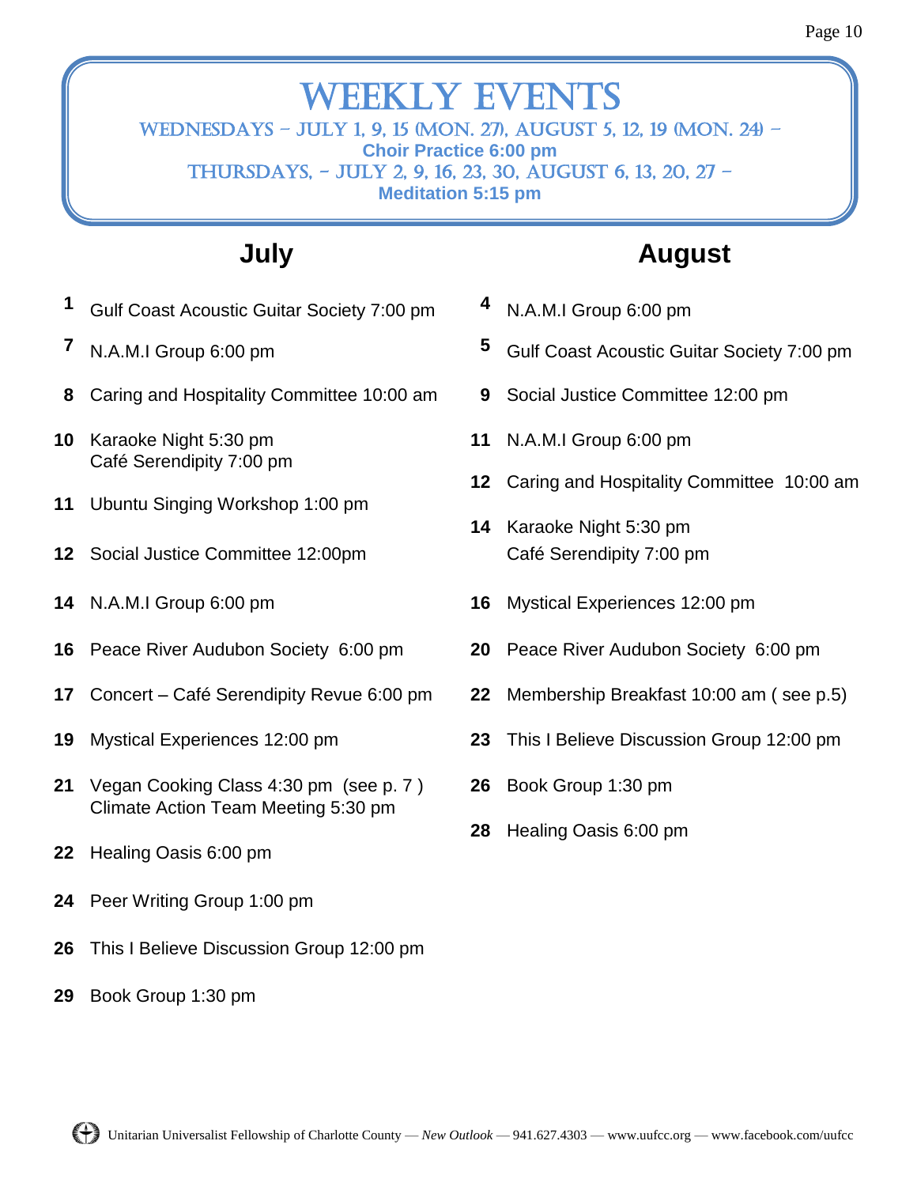# Weekly Events

WEDNESDAYS – JULY 1, 9, 15 (MON. 27), AUGUST 5, 12, 19 (MON. 24) –

**Choir Practice 6:00 pm**

THURSDAYS, - JULY 2, 9, 16, 23, 30, AUGUST 6, 13, 20, 27 –

**Meditation 5:15 pm**

## July

**1** Gulf Coast Acoustic Guitar Society 7:00 pm

**7** N.A.M.I Group 6:00 pm

**8** Caring and Hospitality Committee 10:00 am

**10** Karaoke Night 5:30 pm
Café Serendipity 7:00 pm

**11** Ubuntu Singing Workshop 1:00 pm

**12** Social Justice Committee 12:00pm

**14** N.A.M.I Group 6:00 pm

**16** Peace River Audubon Society 6:00 pm

**17** Concert – Café Serendipity Revue 6:00 pm

**19** Mystical Experiences 12:00 pm

**21** Vegan Cooking Class 4:30 pm (see p. 7 )
Climate Action Team Meeting 5:30 pm

**22** Healing Oasis 6:00 pm

**24** Peer Writing Group 1:00 pm

**26** This I Believe Discussion Group 12:00 pm

**29** Book Group 1:30 pm

## August

**4** N.A.M.I Group 6:00 pm

**5** Gulf Coast Acoustic Guitar Society 7:00 pm

**9** Social Justice Committee 12:00 pm

**11** N.A.M.I Group 6:00 pm

**12** Caring and Hospitality Committee 10:00 am

**14** Karaoke Night 5:30 pm
Café Serendipity 7:00 pm

**16** Mystical Experiences 12:00 pm

**20** Peace River Audubon Society 6:00 pm

**22** Membership Breakfast 10:00 am ( see p.5)

**23** This I Believe Discussion Group 12:00 pm

**26** Book Group 1:30 pm

**28** Healing Oasis 6:00 pm